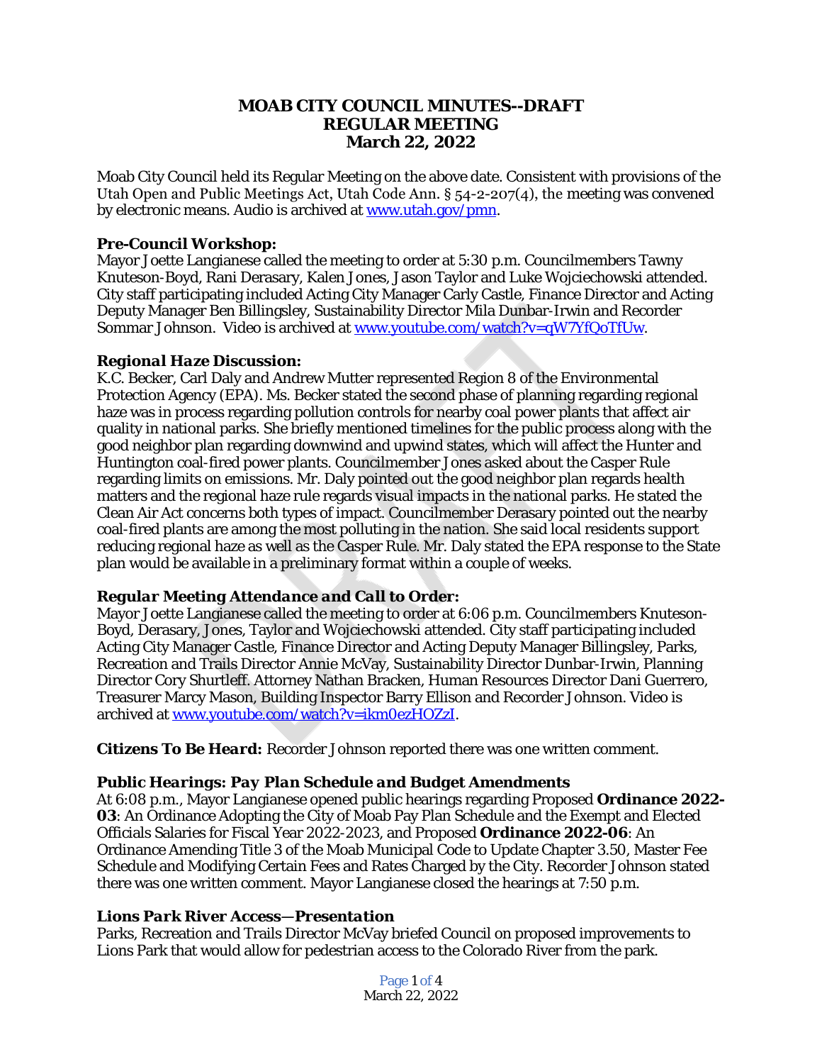# MOAB CITY COUNCIL MINUTES--DRAFT
## REGULAR MEETING
## March 22, 2022

Moab City Council held its Regular Meeting on the above date. Consistent with provisions of the Utah Open and Public Meetings Act, Utah Code Ann. § 54-2-207(4), the meeting was convened by electronic means. Audio is archived at www.utah.gov/pmn.

**Pre-Council Workshop:**
Mayor Joette Langianese called the meeting to order at 5:30 p.m. Councilmembers Tawny Knuteson-Boyd, Rani Derasary, Kalen Jones, Jason Taylor and Luke Wojciechowski attended. City staff participating included Acting City Manager Carly Castle, Finance Director and Acting Deputy Manager Ben Billingsley, Sustainability Director Mila Dunbar-Irwin and Recorder Sommar Johnson. Video is archived at www.youtube.com/watch?v=qW7YfQoTfUw.

***Regional Haze Discussion:***
K.C. Becker, Carl Daly and Andrew Mutter represented Region 8 of the Environmental Protection Agency (EPA). Ms. Becker stated the second phase of planning regarding regional haze was in process regarding pollution controls for nearby coal power plants that affect air quality in national parks. She briefly mentioned timelines for the public process along with the good neighbor plan regarding downwind and upwind states, which will affect the Hunter and Huntington coal-fired power plants. Councilmember Jones asked about the Casper Rule regarding limits on emissions. Mr. Daly pointed out the good neighbor plan regards health matters and the regional haze rule regards visual impacts in the national parks. He stated the Clean Air Act concerns both types of impact. Councilmember Derasary pointed out the nearby coal-fired plants are among the most polluting in the nation. She said local residents support reducing regional haze as well as the Casper Rule. Mr. Daly stated the EPA response to the State plan would be available in a preliminary format within a couple of weeks.

***Regular Meeting Attendance and Call to Order:***
Mayor Joette Langianese called the meeting to order at 6:06 p.m. Councilmembers Knuteson-Boyd, Derasary, Jones, Taylor and Wojciechowski attended. City staff participating included Acting City Manager Castle, Finance Director and Acting Deputy Manager Billingsley, Parks, Recreation and Trails Director Annie McVay, Sustainability Director Dunbar-Irwin, Planning Director Cory Shurtleff. Attorney Nathan Bracken, Human Resources Director Dani Guerrero, Treasurer Marcy Mason, Building Inspector Barry Ellison and Recorder Johnson. Video is archived at www.youtube.com/watch?v=ikm0ezHOZzI.

***Citizens To Be Heard:*** Recorder Johnson reported there was one written comment.

***Public Hearings: Pay Plan Schedule and Budget Amendments***
At 6:08 p.m., Mayor Langianese opened public hearings regarding Proposed **Ordinance 2022-03**: An Ordinance Adopting the City of Moab Pay Plan Schedule and the Exempt and Elected Officials Salaries for Fiscal Year 2022-2023, and Proposed **Ordinance 2022-06**: An Ordinance Amending Title 3 of the Moab Municipal Code to Update Chapter 3.50, Master Fee Schedule and Modifying Certain Fees and Rates Charged by the City. Recorder Johnson stated there was one written comment. Mayor Langianese closed the hearings at 7:50 p.m.

***Lions Park River Access—Presentation***
Parks, Recreation and Trails Director McVay briefed Council on proposed improvements to Lions Park that would allow for pedestrian access to the Colorado River from the park.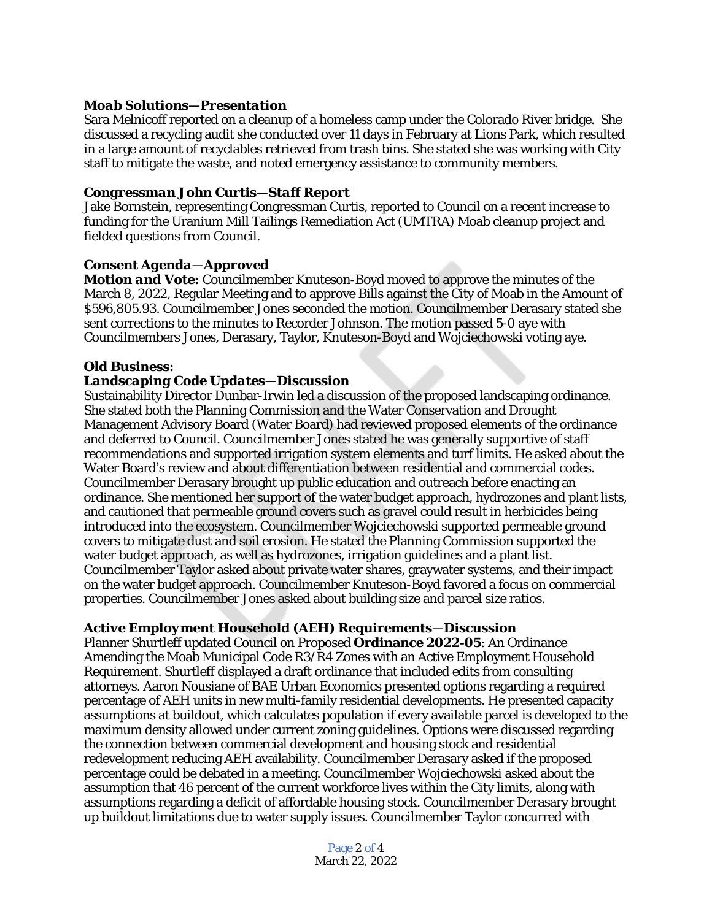### ***Moab Solutions—Presentation***

Sara Melnicoff reported on a cleanup of a homeless camp under the Colorado River bridge. She discussed a recycling audit she conducted over 11 days in February at Lions Park, which resulted in a large amount of recyclables retrieved from trash bins. She stated she was working with City staff to mitigate the waste, and noted emergency assistance to community members.

### ***Congressman John Curtis—Staff Report***

Jake Bornstein, representing Congressman Curtis, reported to Council on a recent increase to funding for the Uranium Mill Tailings Remediation Act (UMTRA) Moab cleanup project and fielded questions from Council.

### ***Consent Agenda—Approved***

***Motion and Vote:*** Councilmember Knuteson-Boyd moved to approve the minutes of the March 8, 2022, Regular Meeting and to approve Bills against the City of Moab in the Amount of $596,805.93. Councilmember Jones seconded the motion. Councilmember Derasary stated she sent corrections to the minutes to Recorder Johnson. The motion passed 5-0 aye with Councilmembers Jones, Derasary, Taylor, Knuteson-Boyd and Wojciechowski voting aye.

### ***Old Business:***

### ***Landscaping Code Updates—Discussion***

Sustainability Director Dunbar-Irwin led a discussion of the proposed landscaping ordinance. She stated both the Planning Commission and the Water Conservation and Drought Management Advisory Board (Water Board) had reviewed proposed elements of the ordinance and deferred to Council. Councilmember Jones stated he was generally supportive of staff recommendations and supported irrigation system elements and turf limits. He asked about the Water Board's review and about differentiation between residential and commercial codes. Councilmember Derasary brought up public education and outreach before enacting an ordinance. She mentioned her support of the water budget approach, hydrozones and plant lists, and cautioned that permeable ground covers such as gravel could result in herbicides being introduced into the ecosystem. Councilmember Wojciechowski supported permeable ground covers to mitigate dust and soil erosion. He stated the Planning Commission supported the water budget approach, as well as hydrozones, irrigation guidelines and a plant list. Councilmember Taylor asked about private water shares, graywater systems, and their impact on the water budget approach. Councilmember Knuteson-Boyd favored a focus on commercial properties. Councilmember Jones asked about building size and parcel size ratios.

### ***Active Employment Household (AEH) Requirements—Discussion***

Planner Shurtleff updated Council on Proposed **Ordinance 2022-05**: An Ordinance Amending the Moab Municipal Code R3/R4 Zones with an Active Employment Household Requirement. Shurtleff displayed a draft ordinance that included edits from consulting attorneys. Aaron Nousiane of BAE Urban Economics presented options regarding a required percentage of AEH units in new multi-family residential developments. He presented capacity assumptions at buildout, which calculates population if every available parcel is developed to the maximum density allowed under current zoning guidelines. Options were discussed regarding the connection between commercial development and housing stock and residential redevelopment reducing AEH availability. Councilmember Derasary asked if the proposed percentage could be debated in a meeting. Councilmember Wojciechowski asked about the assumption that 46 percent of the current workforce lives within the City limits, along with assumptions regarding a deficit of affordable housing stock. Councilmember Derasary brought up buildout limitations due to water supply issues. Councilmember Taylor concurred with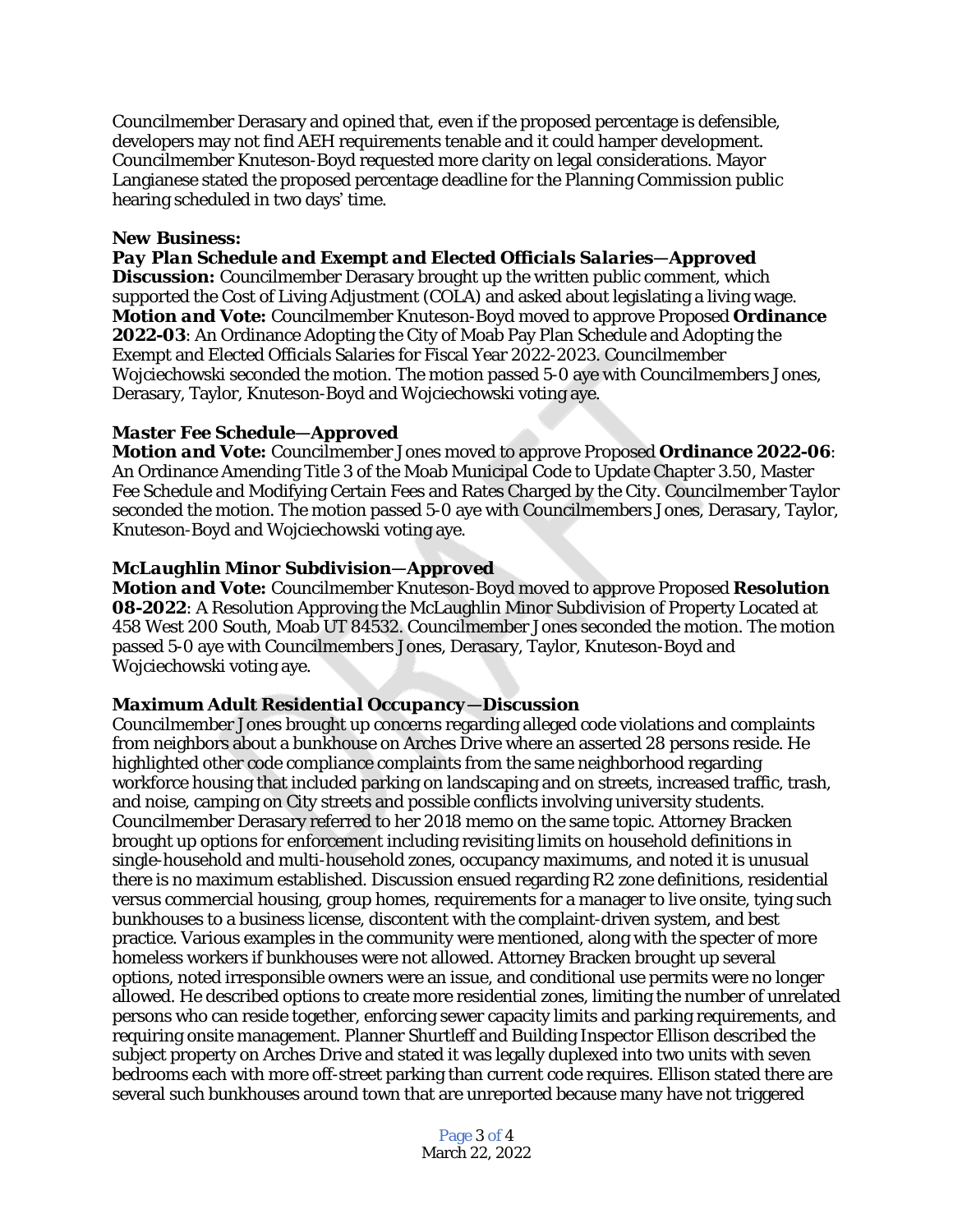Councilmember Derasary and opined that, even if the proposed percentage is defensible, developers may not find AEH requirements tenable and it could hamper development. Councilmember Knuteson-Boyd requested more clarity on legal considerations. Mayor Langianese stated the proposed percentage deadline for the Planning Commission public hearing scheduled in two days' time.

**New Business:**

***Pay Plan Schedule and Exempt and Elected Officials Salaries—Approved***

**Discussion:** Councilmember Derasary brought up the written public comment, which supported the Cost of Living Adjustment (COLA) and asked about legislating a living wage.

***Motion and Vote:*** Councilmember Knuteson-Boyd moved to approve Proposed **Ordinance 2022-03**: An Ordinance Adopting the City of Moab Pay Plan Schedule and Adopting the Exempt and Elected Officials Salaries for Fiscal Year 2022-2023. Councilmember Wojciechowski seconded the motion. The motion passed 5-0 aye with Councilmembers Jones, Derasary, Taylor, Knuteson-Boyd and Wojciechowski voting aye.

***Master Fee Schedule—Approved***

***Motion and Vote:*** Councilmember Jones moved to approve Proposed **Ordinance 2022-06**: An Ordinance Amending Title 3 of the Moab Municipal Code to Update Chapter 3.50, Master Fee Schedule and Modifying Certain Fees and Rates Charged by the City. Councilmember Taylor seconded the motion. The motion passed 5-0 aye with Councilmembers Jones, Derasary, Taylor, Knuteson-Boyd and Wojciechowski voting aye.

***McLaughlin Minor Subdivision—Approved***

***Motion and Vote:*** Councilmember Knuteson-Boyd moved to approve Proposed **Resolution 08-2022**: A Resolution Approving the McLaughlin Minor Subdivision of Property Located at 458 West 200 South, Moab UT 84532. Councilmember Jones seconded the motion. The motion passed 5-0 aye with Councilmembers Jones, Derasary, Taylor, Knuteson-Boyd and Wojciechowski voting aye.

***Maximum Adult Residential Occupancy—Discussion***

Councilmember Jones brought up concerns regarding alleged code violations and complaints from neighbors about a bunkhouse on Arches Drive where an asserted 28 persons reside. He highlighted other code compliance complaints from the same neighborhood regarding workforce housing that included parking on landscaping and on streets, increased traffic, trash, and noise, camping on City streets and possible conflicts involving university students. Councilmember Derasary referred to her 2018 memo on the same topic. Attorney Bracken brought up options for enforcement including revisiting limits on household definitions in single-household and multi-household zones, occupancy maximums, and noted it is unusual there is no maximum established. Discussion ensued regarding R2 zone definitions, residential versus commercial housing, group homes, requirements for a manager to live onsite, tying such bunkhouses to a business license, discontent with the complaint-driven system, and best practice. Various examples in the community were mentioned, along with the specter of more homeless workers if bunkhouses were not allowed. Attorney Bracken brought up several options, noted irresponsible owners were an issue, and conditional use permits were no longer allowed. He described options to create more residential zones, limiting the number of unrelated persons who can reside together, enforcing sewer capacity limits and parking requirements, and requiring onsite management. Planner Shurtleff and Building Inspector Ellison described the subject property on Arches Drive and stated it was legally duplexed into two units with seven bedrooms each with more off-street parking than current code requires. Ellison stated there are several such bunkhouses around town that are unreported because many have not triggered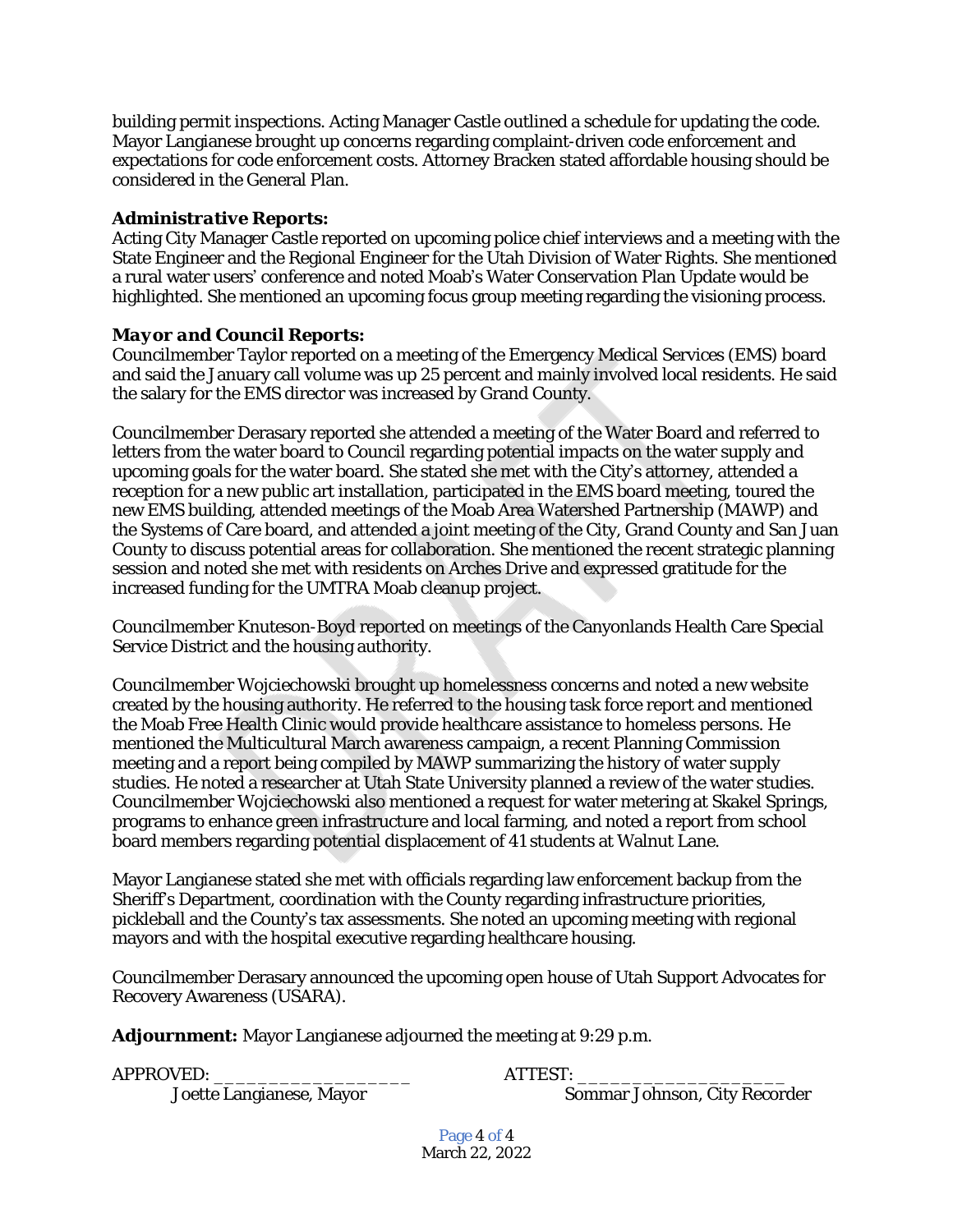building permit inspections. Acting Manager Castle outlined a schedule for updating the code. Mayor Langianese brought up concerns regarding complaint-driven code enforcement and expectations for code enforcement costs. Attorney Bracken stated affordable housing should be considered in the General Plan.

***Administrative Reports:***
Acting City Manager Castle reported on upcoming police chief interviews and a meeting with the State Engineer and the Regional Engineer for the Utah Division of Water Rights. She mentioned a rural water users' conference and noted Moab's Water Conservation Plan Update would be highlighted. She mentioned an upcoming focus group meeting regarding the visioning process.

***Mayor and Council Reports:***
Councilmember Taylor reported on a meeting of the Emergency Medical Services (EMS) board and said the January call volume was up 25 percent and mainly involved local residents. He said the salary for the EMS director was increased by Grand County.

Councilmember Derasary reported she attended a meeting of the Water Board and referred to letters from the water board to Council regarding potential impacts on the water supply and upcoming goals for the water board. She stated she met with the City's attorney, attended a reception for a new public art installation, participated in the EMS board meeting, toured the new EMS building, attended meetings of the Moab Area Watershed Partnership (MAWP) and the Systems of Care board, and attended a joint meeting of the City, Grand County and San Juan County to discuss potential areas for collaboration. She mentioned the recent strategic planning session and noted she met with residents on Arches Drive and expressed gratitude for the increased funding for the UMTRA Moab cleanup project.

Councilmember Knuteson-Boyd reported on meetings of the Canyonlands Health Care Special Service District and the housing authority.

Councilmember Wojciechowski brought up homelessness concerns and noted a new website created by the housing authority. He referred to the housing task force report and mentioned the Moab Free Health Clinic would provide healthcare assistance to homeless persons. He mentioned the Multicultural March awareness campaign, a recent Planning Commission meeting and a report being compiled by MAWP summarizing the history of water supply studies. He noted a researcher at Utah State University planned a review of the water studies. Councilmember Wojciechowski also mentioned a request for water metering at Skakel Springs, programs to enhance green infrastructure and local farming, and noted a report from school board members regarding potential displacement of 41 students at Walnut Lane.

Mayor Langianese stated she met with officials regarding law enforcement backup from the Sheriff's Department, coordination with the County regarding infrastructure priorities, pickleball and the County's tax assessments. She noted an upcoming meeting with regional mayors and with the hospital executive regarding healthcare housing.

Councilmember Derasary announced the upcoming open house of Utah Support Advocates for Recovery Awareness (USARA).

**Adjournment:** Mayor Langianese adjourned the meeting at 9:29 p.m.

APPROVED: ___________________ ATTEST: ____________________
Joette Langianese, Mayor Sommar Johnson, City Recorder

March 22, 2022